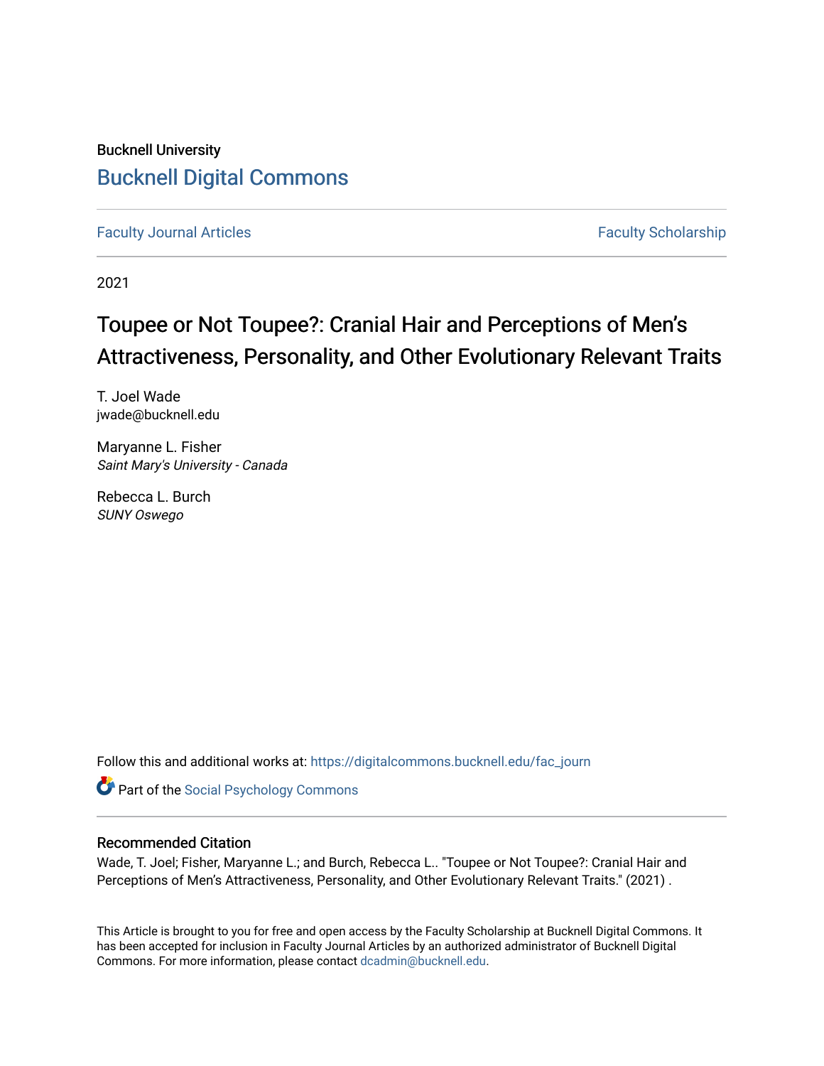Bucknell University

# Bucknell Digital Commons

Faculty Journal Articles | Faculty Scholarship

2021

# Toupee or Not Toupee?: Cranial Hair and Perceptions of Men's Attractiveness, Personality, and Other Evolutionary Relevant Traits

T. Joel Wade
jwade@bucknell.edu

Maryanne L. Fisher
*Saint Mary's University - Canada*

Rebecca L. Burch
*SUNY Oswego*

Follow this and additional works at: https://digitalcommons.bucknell.edu/fac_journ

Part of the Social Psychology Commons

## Recommended Citation

Wade, T. Joel; Fisher, Maryanne L.; and Burch, Rebecca L.. "Toupee or Not Toupee?: Cranial Hair and Perceptions of Men's Attractiveness, Personality, and Other Evolutionary Relevant Traits." (2021) .

This Article is brought to you for free and open access by the Faculty Scholarship at Bucknell Digital Commons. It has been accepted for inclusion in Faculty Journal Articles by an authorized administrator of Bucknell Digital Commons. For more information, please contact dcadmin@bucknell.edu.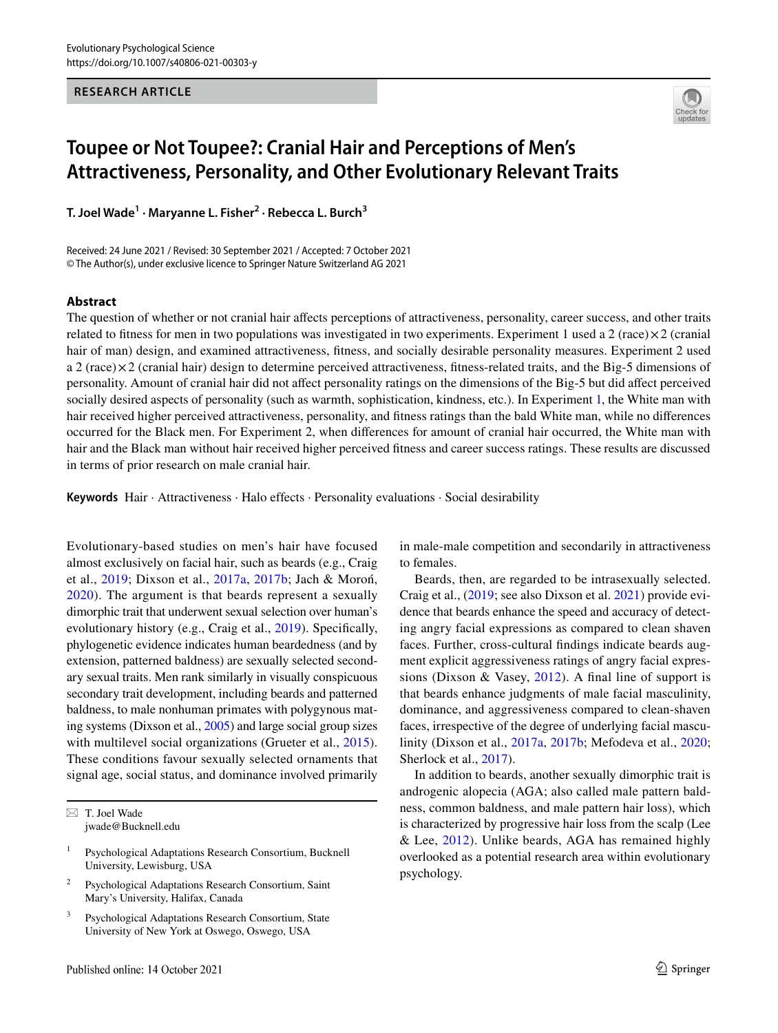Evolutionary Psychological Science
https://doi.org/10.1007/s40806-021-00303-y

RESEARCH ARTICLE

# Toupee or Not Toupee?: Cranial Hair and Perceptions of Men's Attractiveness, Personality, and Other Evolutionary Relevant Traits

**T. Joel Wade[1] · Maryanne L. Fisher[2] · Rebecca L. Burch[3]**

Received: 24 June 2021 / Revised: 30 September 2021 / Accepted: 7 October 2021
© The Author(s), under exclusive licence to Springer Nature Switzerland AG 2021

## Abstract

The question of whether or not cranial hair affects perceptions of attractiveness, personality, career success, and other traits related to fitness for men in two populations was investigated in two experiments. Experiment 1 used a 2 (race) × 2 (cranial hair of man) design, and examined attractiveness, fitness, and socially desirable personality measures. Experiment 2 used a 2 (race) × 2 (cranial hair) design to determine perceived attractiveness, fitness-related traits, and the Big-5 dimensions of personality. Amount of cranial hair did not affect personality ratings on the dimensions of the Big-5 but did affect perceived socially desired aspects of personality (such as warmth, sophistication, kindness, etc.). In Experiment 1, the White man with hair received higher perceived attractiveness, personality, and fitness ratings than the bald White man, while no differences occurred for the Black men. For Experiment 2, when differences for amount of cranial hair occurred, the White man with hair and the Black man without hair received higher perceived fitness and career success ratings. These results are discussed in terms of prior research on male cranial hair.

**Keywords** Hair · Attractiveness · Halo effects · Personality evaluations · Social desirability

Evolutionary-based studies on men's hair have focused almost exclusively on facial hair, such as beards (e.g., Craig et al., 2019; Dixson et al., 2017a, 2017b; Jach & Moroń, 2020). The argument is that beards represent a sexually dimorphic trait that underwent sexual selection over human's evolutionary history (e.g., Craig et al., 2019). Specifically, phylogenetic evidence indicates human beardedness (and by extension, patterned baldness) are sexually selected secondary sexual traits. Men rank similarly in visually conspicuous secondary trait development, including beards and patterned baldness, to male nonhuman primates with polygynous mating systems (Dixson et al., 2005) and large social group sizes with multilevel social organizations (Grueter et al., 2015). These conditions favour sexually selected ornaments that signal age, social status, and dominance involved primarily in male-male competition and secondarily in attractiveness to females.

Beards, then, are regarded to be intrasexually selected. Craig et al., (2019; see also Dixson et al. 2021) provide evidence that beards enhance the speed and accuracy of detecting angry facial expressions as compared to clean shaven faces. Further, cross-cultural findings indicate beards augment explicit aggressiveness ratings of angry facial expressions (Dixson & Vasey, 2012). A final line of support is that beards enhance judgments of male facial masculinity, dominance, and aggressiveness compared to clean-shaven faces, irrespective of the degree of underlying facial masculinity (Dixson et al., 2017a, 2017b; Mefodeva et al., 2020; Sherlock et al., 2017).

In addition to beards, another sexually dimorphic trait is androgenic alopecia (AGA; also called male pattern baldness, common baldness, and male pattern hair loss), which is characterized by progressive hair loss from the scalp (Lee & Lee, 2012). Unlike beards, AGA has remained highly overlooked as a potential research area within evolutionary psychology.

---

✉ T. Joel Wade
jwade@Bucknell.edu

[1] Psychological Adaptations Research Consortium, Bucknell University, Lewisburg, USA

[2] Psychological Adaptations Research Consortium, Saint Mary's University, Halifax, Canada

[3] Psychological Adaptations Research Consortium, State University of New York at Oswego, Oswego, USA

Published online: 14 October 2021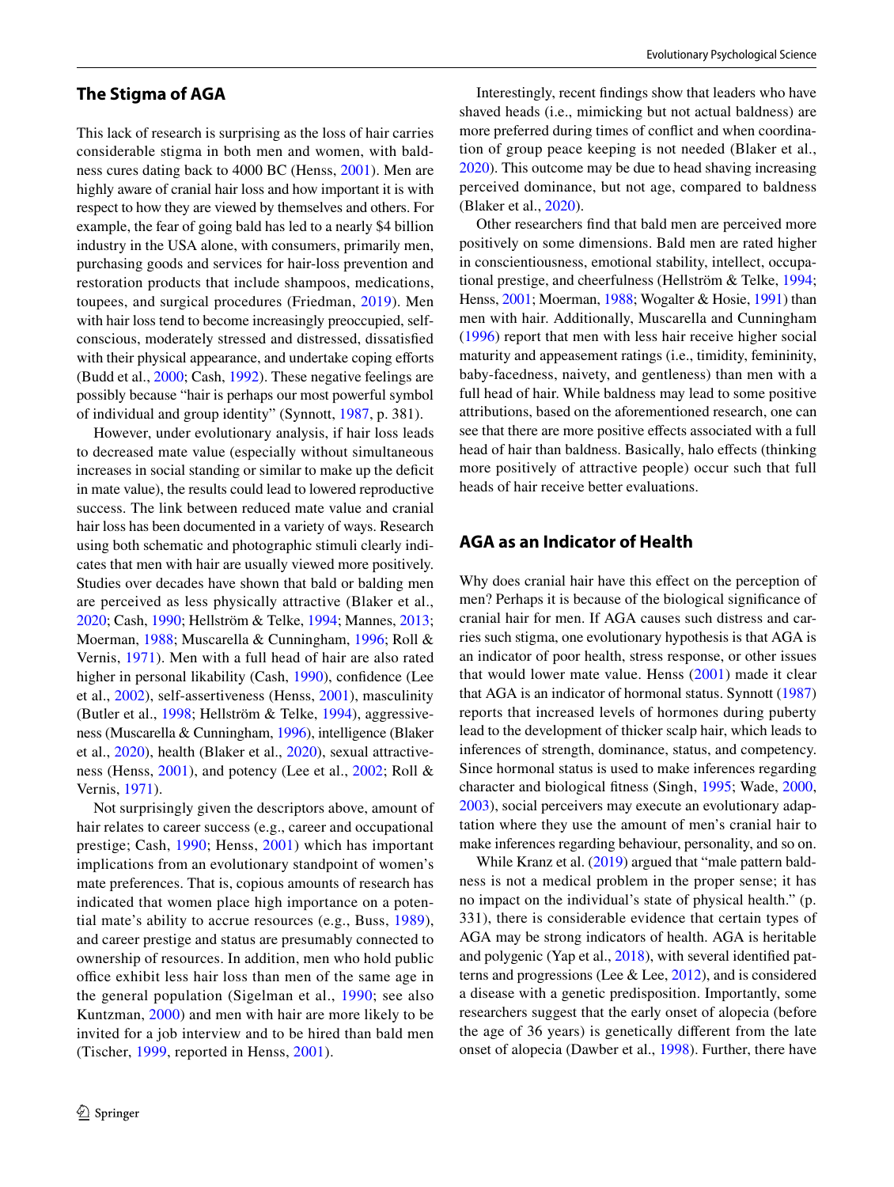## The Stigma of AGA

This lack of research is surprising as the loss of hair carries considerable stigma in both men and women, with baldness cures dating back to 4000 BC (Henss, 2001). Men are highly aware of cranial hair loss and how important it is with respect to how they are viewed by themselves and others. For example, the fear of going bald has led to a nearly $4 billion industry in the USA alone, with consumers, primarily men, purchasing goods and services for hair-loss prevention and restoration products that include shampoos, medications, toupees, and surgical procedures (Friedman, 2019). Men with hair loss tend to become increasingly preoccupied, self-conscious, moderately stressed and distressed, dissatisfied with their physical appearance, and undertake coping efforts (Budd et al., 2000; Cash, 1992). These negative feelings are possibly because "hair is perhaps our most powerful symbol of individual and group identity" (Synnott, 1987, p. 381).

However, under evolutionary analysis, if hair loss leads to decreased mate value (especially without simultaneous increases in social standing or similar to make up the deficit in mate value), the results could lead to lowered reproductive success. The link between reduced mate value and cranial hair loss has been documented in a variety of ways. Research using both schematic and photographic stimuli clearly indicates that men with hair are usually viewed more positively. Studies over decades have shown that bald or balding men are perceived as less physically attractive (Blaker et al., 2020; Cash, 1990; Hellström & Telke, 1994; Mannes, 2013; Moerman, 1988; Muscarella & Cunningham, 1996; Roll & Vernis, 1971). Men with a full head of hair are also rated higher in personal likability (Cash, 1990), confidence (Lee et al., 2002), self-assertiveness (Henss, 2001), masculinity (Butler et al., 1998; Hellström & Telke, 1994), aggressiveness (Muscarella & Cunningham, 1996), intelligence (Blaker et al., 2020), health (Blaker et al., 2020), sexual attractiveness (Henss, 2001), and potency (Lee et al., 2002; Roll & Vernis, 1971).

Not surprisingly given the descriptors above, amount of hair relates to career success (e.g., career and occupational prestige; Cash, 1990; Henss, 2001) which has important implications from an evolutionary standpoint of women's mate preferences. That is, copious amounts of research has indicated that women place high importance on a potential mate's ability to accrue resources (e.g., Buss, 1989), and career prestige and status are presumably connected to ownership of resources. In addition, men who hold public office exhibit less hair loss than men of the same age in the general population (Sigelman et al., 1990; see also Kuntzman, 2000) and men with hair are more likely to be invited for a job interview and to be hired than bald men (Tischer, 1999, reported in Henss, 2001).

Interestingly, recent findings show that leaders who have shaved heads (i.e., mimicking but not actual baldness) are more preferred during times of conflict and when coordination of group peace keeping is not needed (Blaker et al., 2020). This outcome may be due to head shaving increasing perceived dominance, but not age, compared to baldness (Blaker et al., 2020).

Other researchers find that bald men are perceived more positively on some dimensions. Bald men are rated higher in conscientiousness, emotional stability, intellect, occupational prestige, and cheerfulness (Hellström & Telke, 1994; Henss, 2001; Moerman, 1988; Wogalter & Hosie, 1991) than men with hair. Additionally, Muscarella and Cunningham (1996) report that men with less hair receive higher social maturity and appeasement ratings (i.e., timidity, femininity, baby-facedness, naivety, and gentleness) than men with a full head of hair. While baldness may lead to some positive attributions, based on the aforementioned research, one can see that there are more positive effects associated with a full head of hair than baldness. Basically, halo effects (thinking more positively of attractive people) occur such that full heads of hair receive better evaluations.

## AGA as an Indicator of Health

Why does cranial hair have this effect on the perception of men? Perhaps it is because of the biological significance of cranial hair for men. If AGA causes such distress and carries such stigma, one evolutionary hypothesis is that AGA is an indicator of poor health, stress response, or other issues that would lower mate value. Henss (2001) made it clear that AGA is an indicator of hormonal status. Synnott (1987) reports that increased levels of hormones during puberty lead to the development of thicker scalp hair, which leads to inferences of strength, dominance, status, and competency. Since hormonal status is used to make inferences regarding character and biological fitness (Singh, 1995; Wade, 2000, 2003), social perceivers may execute an evolutionary adaptation where they use the amount of men's cranial hair to make inferences regarding behaviour, personality, and so on.

While Kranz et al. (2019) argued that "male pattern baldness is not a medical problem in the proper sense; it has no impact on the individual's state of physical health." (p. 331), there is considerable evidence that certain types of AGA may be strong indicators of health. AGA is heritable and polygenic (Yap et al., 2018), with several identified patterns and progressions (Lee & Lee, 2012), and is considered a disease with a genetic predisposition. Importantly, some researchers suggest that the early onset of alopecia (before the age of 36 years) is genetically different from the late onset of alopecia (Dawber et al., 1998). Further, there have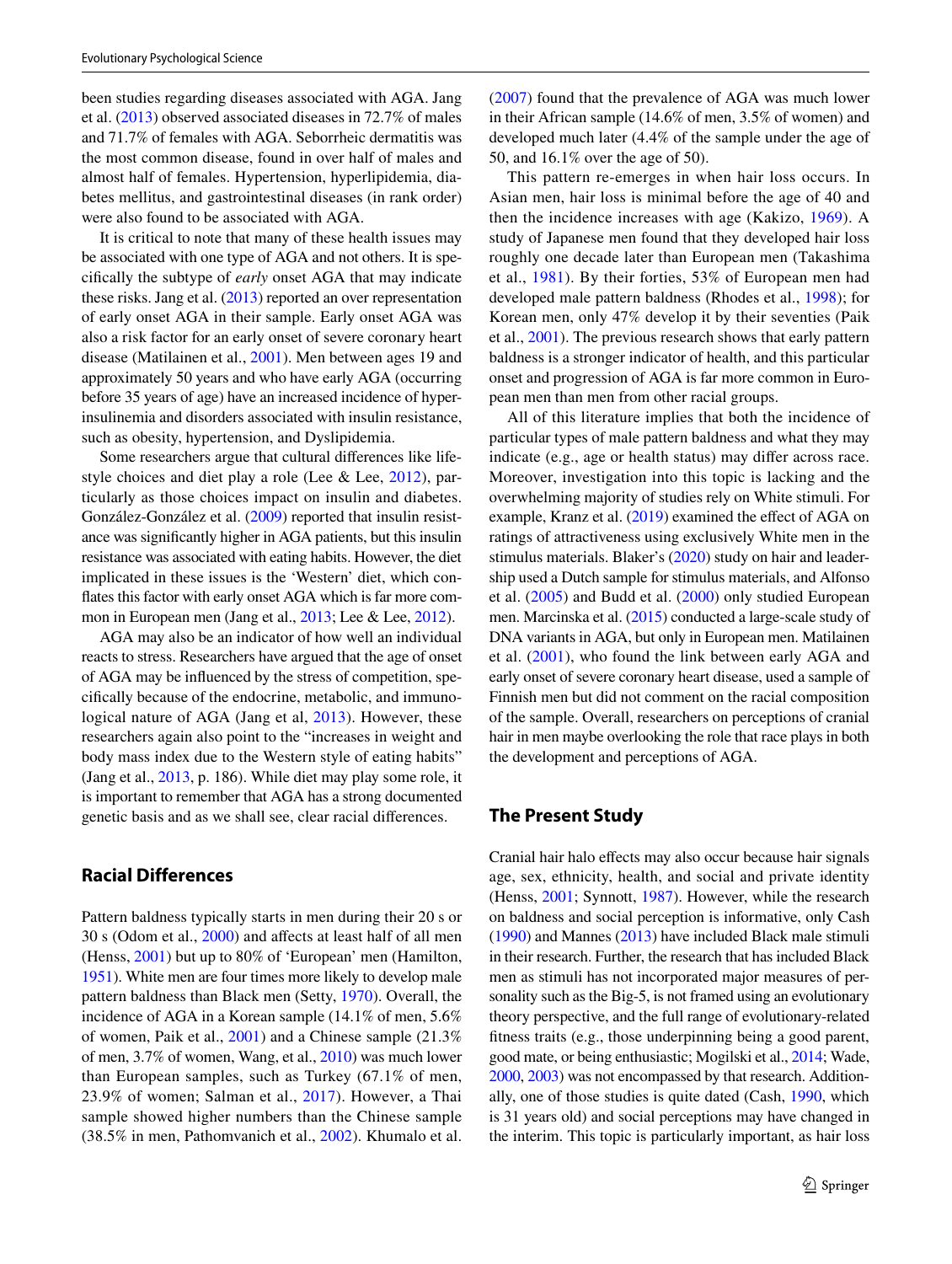been studies regarding diseases associated with AGA. Jang et al. (2013) observed associated diseases in 72.7% of males and 71.7% of females with AGA. Seborrheic dermatitis was the most common disease, found in over half of males and almost half of females. Hypertension, hyperlipidemia, diabetes mellitus, and gastrointestinal diseases (in rank order) were also found to be associated with AGA.

It is critical to note that many of these health issues may be associated with one type of AGA and not others. It is specifically the subtype of *early* onset AGA that may indicate these risks. Jang et al. (2013) reported an over representation of early onset AGA in their sample. Early onset AGA was also a risk factor for an early onset of severe coronary heart disease (Matilainen et al., 2001). Men between ages 19 and approximately 50 years and who have early AGA (occurring before 35 years of age) have an increased incidence of hyperinsulinemia and disorders associated with insulin resistance, such as obesity, hypertension, and Dyslipidemia.

Some researchers argue that cultural differences like lifestyle choices and diet play a role (Lee & Lee, 2012), particularly as those choices impact on insulin and diabetes. González-González et al. (2009) reported that insulin resistance was significantly higher in AGA patients, but this insulin resistance was associated with eating habits. However, the diet implicated in these issues is the 'Western' diet, which conflates this factor with early onset AGA which is far more common in European men (Jang et al., 2013; Lee & Lee, 2012).

AGA may also be an indicator of how well an individual reacts to stress. Researchers have argued that the age of onset of AGA may be influenced by the stress of competition, specifically because of the endocrine, metabolic, and immunological nature of AGA (Jang et al, 2013). However, these researchers again also point to the "increases in weight and body mass index due to the Western style of eating habits" (Jang et al., 2013, p. 186). While diet may play some role, it is important to remember that AGA has a strong documented genetic basis and as we shall see, clear racial differences.

## Racial Differences

Pattern baldness typically starts in men during their 20 s or 30 s (Odom et al., 2000) and affects at least half of all men (Henss, 2001) but up to 80% of 'European' men (Hamilton, 1951). White men are four times more likely to develop male pattern baldness than Black men (Setty, 1970). Overall, the incidence of AGA in a Korean sample (14.1% of men, 5.6% of women, Paik et al., 2001) and a Chinese sample (21.3% of men, 3.7% of women, Wang, et al., 2010) was much lower than European samples, such as Turkey (67.1% of men, 23.9% of women; Salman et al., 2017). However, a Thai sample showed higher numbers than the Chinese sample (38.5% in men, Pathomvanich et al., 2002). Khumalo et al. (2007) found that the prevalence of AGA was much lower in their African sample (14.6% of men, 3.5% of women) and developed much later (4.4% of the sample under the age of 50, and 16.1% over the age of 50).

This pattern re-emerges in when hair loss occurs. In Asian men, hair loss is minimal before the age of 40 and then the incidence increases with age (Kakizo, 1969). A study of Japanese men found that they developed hair loss roughly one decade later than European men (Takashima et al., 1981). By their forties, 53% of European men had developed male pattern baldness (Rhodes et al., 1998); for Korean men, only 47% develop it by their seventies (Paik et al., 2001). The previous research shows that early pattern baldness is a stronger indicator of health, and this particular onset and progression of AGA is far more common in European men than men from other racial groups.

All of this literature implies that both the incidence of particular types of male pattern baldness and what they may indicate (e.g., age or health status) may differ across race. Moreover, investigation into this topic is lacking and the overwhelming majority of studies rely on White stimuli. For example, Kranz et al. (2019) examined the effect of AGA on ratings of attractiveness using exclusively White men in the stimulus materials. Blaker's (2020) study on hair and leadership used a Dutch sample for stimulus materials, and Alfonso et al. (2005) and Budd et al. (2000) only studied European men. Marcinska et al. (2015) conducted a large-scale study of DNA variants in AGA, but only in European men. Matilainen et al. (2001), who found the link between early AGA and early onset of severe coronary heart disease, used a sample of Finnish men but did not comment on the racial composition of the sample. Overall, researchers on perceptions of cranial hair in men maybe overlooking the role that race plays in both the development and perceptions of AGA.

## The Present Study

Cranial hair halo effects may also occur because hair signals age, sex, ethnicity, health, and social and private identity (Henss, 2001; Synnott, 1987). However, while the research on baldness and social perception is informative, only Cash (1990) and Mannes (2013) have included Black male stimuli in their research. Further, the research that has included Black men as stimuli has not incorporated major measures of personality such as the Big-5, is not framed using an evolutionary theory perspective, and the full range of evolutionary-related fitness traits (e.g., those underpinning being a good parent, good mate, or being enthusiastic; Mogilski et al., 2014; Wade, 2000, 2003) was not encompassed by that research. Additionally, one of those studies is quite dated (Cash, 1990, which is 31 years old) and social perceptions may have changed in the interim. This topic is particularly important, as hair loss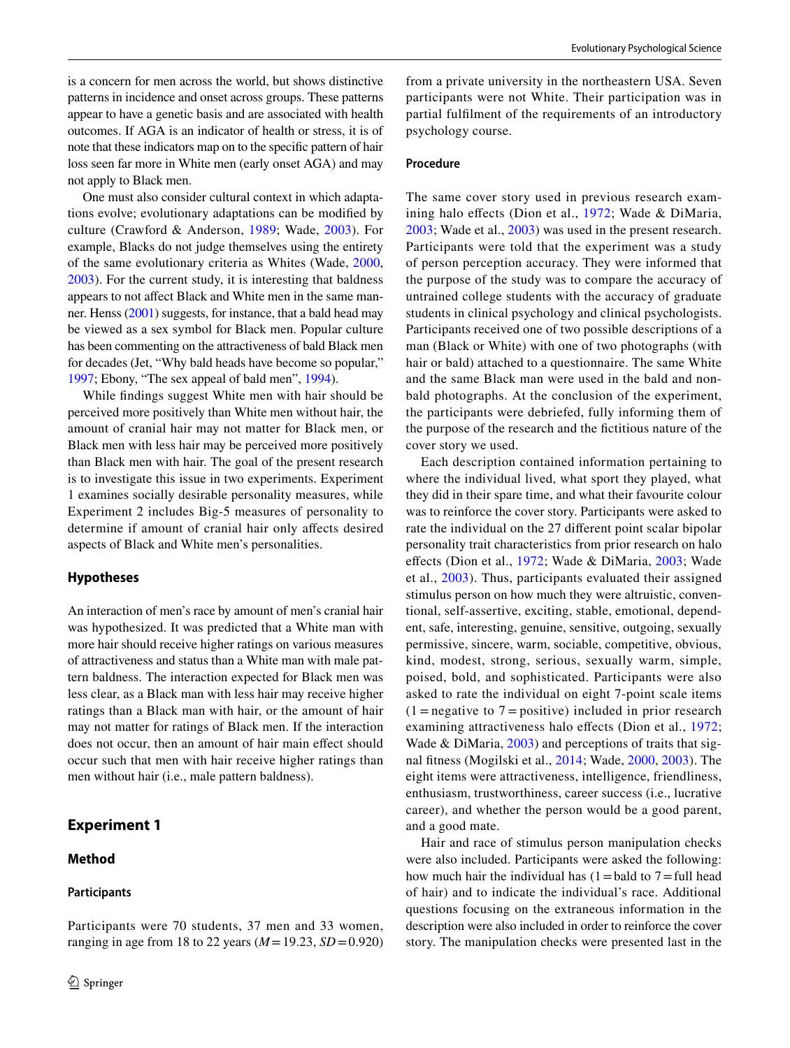is a concern for men across the world, but shows distinctive patterns in incidence and onset across groups. These patterns appear to have a genetic basis and are associated with health outcomes. If AGA is an indicator of health or stress, it is of note that these indicators map on to the specific pattern of hair loss seen far more in White men (early onset AGA) and may not apply to Black men.

One must also consider cultural context in which adaptations evolve; evolutionary adaptations can be modified by culture (Crawford & Anderson, 1989; Wade, 2003). For example, Blacks do not judge themselves using the entirety of the same evolutionary criteria as Whites (Wade, 2000, 2003). For the current study, it is interesting that baldness appears to not affect Black and White men in the same manner. Henss (2001) suggests, for instance, that a bald head may be viewed as a sex symbol for Black men. Popular culture has been commenting on the attractiveness of bald Black men for decades (Jet, "Why bald heads have become so popular," 1997; Ebony, "The sex appeal of bald men", 1994).

While findings suggest White men with hair should be perceived more positively than White men without hair, the amount of cranial hair may not matter for Black men, or Black men with less hair may be perceived more positively than Black men with hair. The goal of the present research is to investigate this issue in two experiments. Experiment 1 examines socially desirable personality measures, while Experiment 2 includes Big-5 measures of personality to determine if amount of cranial hair only affects desired aspects of Black and White men's personalities.

### Hypotheses

An interaction of men's race by amount of men's cranial hair was hypothesized. It was predicted that a White man with more hair should receive higher ratings on various measures of attractiveness and status than a White man with male pattern baldness. The interaction expected for Black men was less clear, as a Black man with less hair may receive higher ratings than a Black man with hair, or the amount of hair may not matter for ratings of Black men. If the interaction does not occur, then an amount of hair main effect should occur such that men with hair receive higher ratings than men without hair (i.e., male pattern baldness).

## Experiment 1

### Method

#### Participants

Participants were 70 students, 37 men and 33 women, ranging in age from 18 to 22 years ($M = 19.23$, $SD = 0.920$) from a private university in the northeastern USA. Seven participants were not White. Their participation was in partial fulfilment of the requirements of an introductory psychology course.

#### Procedure

The same cover story used in previous research examining halo effects (Dion et al., 1972; Wade & DiMaria, 2003; Wade et al., 2003) was used in the present research. Participants were told that the experiment was a study of person perception accuracy. They were informed that the purpose of the study was to compare the accuracy of untrained college students with the accuracy of graduate students in clinical psychology and clinical psychologists. Participants received one of two possible descriptions of a man (Black or White) with one of two photographs (with hair or bald) attached to a questionnaire. The same White and the same Black man were used in the bald and non-bald photographs. At the conclusion of the experiment, the participants were debriefed, fully informing them of the purpose of the research and the fictitious nature of the cover story we used.

Each description contained information pertaining to where the individual lived, what sport they played, what they did in their spare time, and what their favourite colour was to reinforce the cover story. Participants were asked to rate the individual on the 27 different point scalar bipolar personality trait characteristics from prior research on halo effects (Dion et al., 1972; Wade & DiMaria, 2003; Wade et al., 2003). Thus, participants evaluated their assigned stimulus person on how much they were altruistic, conventional, self-assertive, exciting, stable, emotional, dependent, safe, interesting, genuine, sensitive, outgoing, sexually permissive, sincere, warm, sociable, competitive, obvious, kind, modest, strong, serious, sexually warm, simple, poised, bold, and sophisticated. Participants were also asked to rate the individual on eight 7-point scale items (1 = negative to 7 = positive) included in prior research examining attractiveness halo effects (Dion et al., 1972; Wade & DiMaria, 2003) and perceptions of traits that signal fitness (Mogilski et al., 2014; Wade, 2000, 2003). The eight items were attractiveness, intelligence, friendliness, enthusiasm, trustworthiness, career success (i.e., lucrative career), and whether the person would be a good parent, and a good mate.

Hair and race of stimulus person manipulation checks were also included. Participants were asked the following: how much hair the individual has (1 = bald to 7 = full head of hair) and to indicate the individual's race. Additional questions focusing on the extraneous information in the description were also included in order to reinforce the cover story. The manipulation checks were presented last in the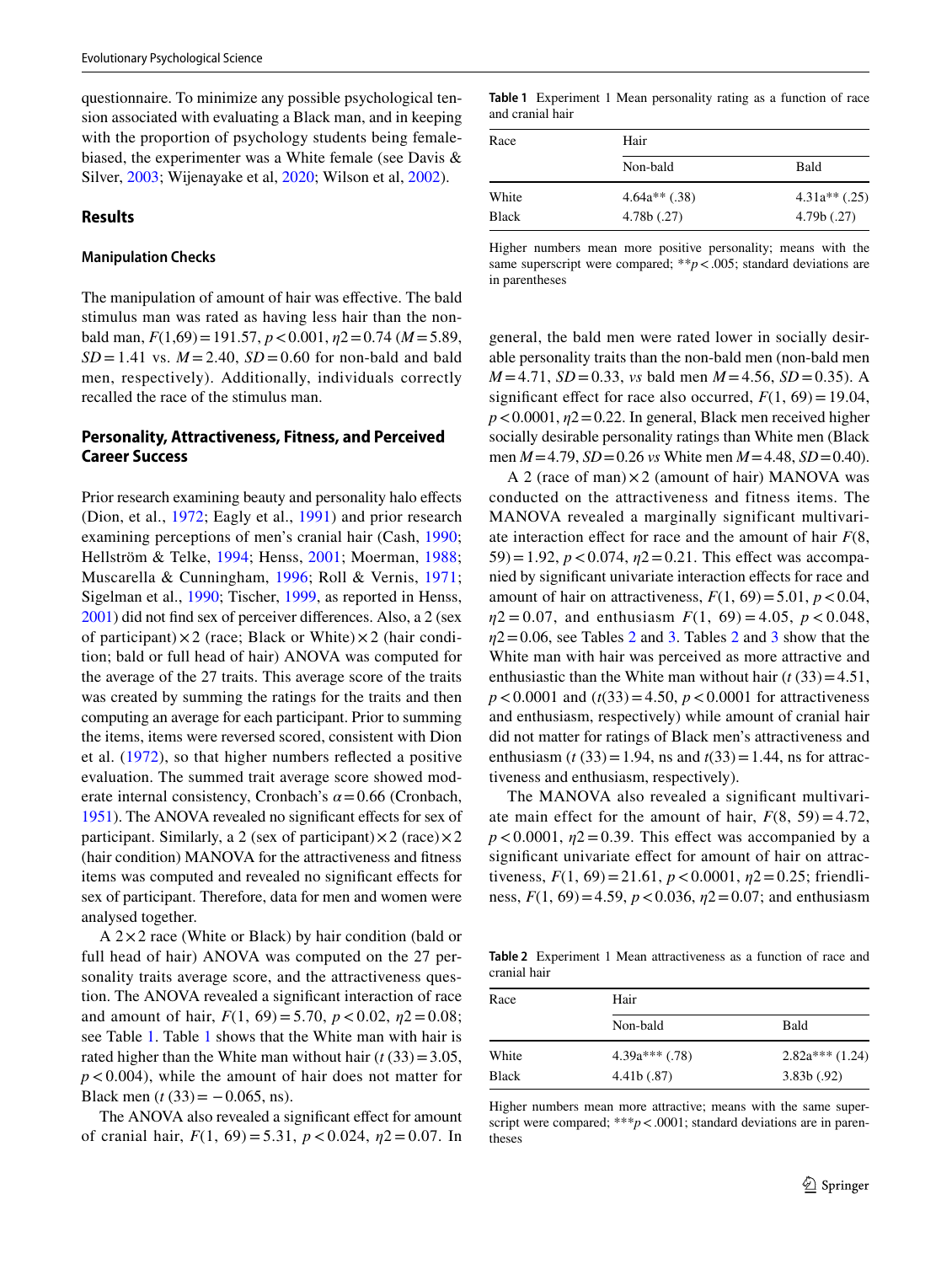questionnaire. To minimize any possible psychological tension associated with evaluating a Black man, and in keeping with the proportion of psychology students being female-biased, the experimenter was a White female (see Davis & Silver, 2003; Wijenayake et al, 2020; Wilson et al, 2002).

## Results

### Manipulation Checks

The manipulation of amount of hair was effective. The bald stimulus man was rated as having less hair than the non-bald man, $F(1,69) = 191.57$, $p < 0.001$, $\eta 2 = 0.74$ ($M = 5.89$, $SD = 1.41$ vs. $M = 2.40$, $SD = 0.60$ for non-bald and bald men, respectively). Additionally, individuals correctly recalled the race of the stimulus man.

### Personality, Attractiveness, Fitness, and Perceived Career Success

Prior research examining beauty and personality halo effects (Dion, et al., 1972; Eagly et al., 1991) and prior research examining perceptions of men's cranial hair (Cash, 1990; Hellström & Telke, 1994; Henss, 2001; Moerman, 1988; Muscarella & Cunningham, 1996; Roll & Vernis, 1971; Sigelman et al., 1990; Tischer, 1999, as reported in Henss, 2001) did not find sex of perceiver differences. Also, a 2 (sex of participant) × 2 (race; Black or White) × 2 (hair condition; bald or full head of hair) ANOVA was computed for the average of the 27 traits. This average score of the traits was created by summing the ratings for the traits and then computing an average for each participant. Prior to summing the items, items were reversed scored, consistent with Dion et al. (1972), so that higher numbers reflected a positive evaluation. The summed trait average score showed moderate internal consistency, Cronbach's $\alpha = 0.66$ (Cronbach, 1951). The ANOVA revealed no significant effects for sex of participant. Similarly, a 2 (sex of participant) × 2 (race) × 2 (hair condition) MANOVA for the attractiveness and fitness items was computed and revealed no significant effects for sex of participant. Therefore, data for men and women were analysed together.

A 2 × 2 race (White or Black) by hair condition (bald or full head of hair) ANOVA was computed on the 27 personality traits average score, and the attractiveness question. The ANOVA revealed a significant interaction of race and amount of hair, $F(1, 69) = 5.70$, $p < 0.02$, $\eta 2 = 0.08$; see Table 1. Table 1 shows that the White man with hair is rated higher than the White man without hair ($t\,(33) = 3.05$, $p < 0.004$), while the amount of hair does not matter for Black men ($t\,(33) = -0.065$, ns).

The ANOVA also revealed a significant effect for amount of cranial hair, $F(1, 69) = 5.31$, $p < 0.024$, $\eta 2 = 0.07$. In general, the bald men were rated lower in socially desirable personality traits than the non-bald men (non-bald men $M = 4.71$, $SD = 0.33$, *vs* bald men $M = 4.56$, $SD = 0.35$). A significant effect for race also occurred, $F(1, 69) = 19.04$, $p < 0.0001$, $\eta 2 = 0.22$. In general, Black men received higher socially desirable personality ratings than White men (Black men $M = 4.79$, $SD = 0.26$ *vs* White men $M = 4.48$, $SD = 0.40$).

A 2 (race of man) × 2 (amount of hair) MANOVA was conducted on the attractiveness and fitness items. The MANOVA revealed a marginally significant multivariate interaction effect for race and the amount of hair $F(8, 59) = 1.92$, $p < 0.074$, $\eta 2 = 0.21$. This effect was accompanied by significant univariate interaction effects for race and amount of hair on attractiveness, $F(1, 69) = 5.01$, $p < 0.04$, $\eta 2 = 0.07$, and enthusiasm $F(1, 69) = 4.05$, $p < 0.048$, $\eta 2 = 0.06$, see Tables 2 and 3. Tables 2 and 3 show that the White man with hair was perceived as more attractive and enthusiastic than the White man without hair ($t\,(33) = 4.51$, $p < 0.0001$ and ($t(33) = 4.50$, $p < 0.0001$ for attractiveness and enthusiasm, respectively) while amount of cranial hair did not matter for ratings of Black men's attractiveness and enthusiasm ($t\,(33) = 1.94$, ns and $t(33) = 1.44$, ns for attractiveness and enthusiasm, respectively).

The MANOVA also revealed a significant multivariate main effect for the amount of hair, $F(8, 59) = 4.72$, $p < 0.0001$, $\eta 2 = 0.39$. This effect was accompanied by a significant univariate effect for amount of hair on attractiveness, $F(1, 69) = 21.61$, $p < 0.0001$, $\eta 2 = 0.25$; friendliness, $F(1, 69) = 4.59$, $p < 0.036$, $\eta 2 = 0.07$; and enthusiasm

**Table 1** Experiment 1 Mean personality rating as a function of race and cranial hair

| Race | Hair | |
|---|---|---|
| | Non-bald | Bald |
| White | 4.64a** (.38) | 4.31a** (.25) |
| Black | 4.78b (.27) | 4.79b (.27) |

Higher numbers mean more positive personality; means with the same superscript were compared; $^{**}p < .005$; standard deviations are in parentheses

**Table 2** Experiment 1 Mean attractiveness as a function of race and cranial hair

| Race | Hair | |
|---|---|---|
| | Non-bald | Bald |
| White | 4.39a*** (.78) | 2.82a*** (1.24) |
| Black | 4.41b (.87) | 3.83b (.92) |

Higher numbers mean more attractive; means with the same superscript were compared; $^{***}p < .0001$; standard deviations are in parentheses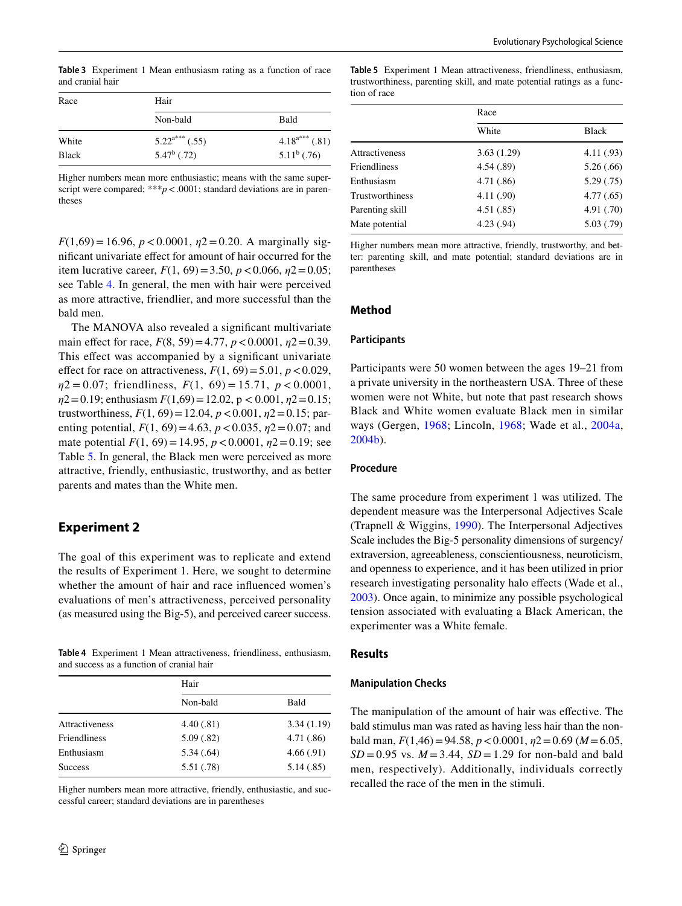**Table 3** Experiment 1 Mean enthusiasm rating as a function of race and cranial hair

| Race | Hair | |
|---|---|---|
| | Non-bald | Bald |
| White | $5.22^{a***}$ (.55) | $4.18^{a***}$ (.81) |
| Black | $5.47^{b}$ (.72) | $5.11^{b}$ (.76) |

Higher numbers mean more enthusiastic; means with the same superscript were compared; ***$p < .0001$; standard deviations are in parentheses

$F(1,69) = 16.96$, $p < 0.0001$, $\eta2 = 0.20$. A marginally significant univariate effect for amount of hair occurred for the item lucrative career, $F(1, 69) = 3.50$, $p < 0.066$, $\eta2 = 0.05$; see Table 4. In general, the men with hair were perceived as more attractive, friendlier, and more successful than the bald men.

The MANOVA also revealed a significant multivariate main effect for race, $F(8, 59) = 4.77$, $p < 0.0001$, $\eta2 = 0.39$. This effect was accompanied by a significant univariate effect for race on attractiveness, $F(1, 69) = 5.01$, $p < 0.029$, $\eta2 = 0.07$; friendliness, $F(1, 69) = 15.71$, $p < 0.0001$, $\eta2 = 0.19$; enthusiasm $F(1,69) = 12.02$, $p < 0.001$, $\eta2 = 0.15$; trustworthiness, $F(1, 69) = 12.04$, $p < 0.001$, $\eta2 = 0.15$; parenting potential, $F(1, 69) = 4.63$, $p < 0.035$, $\eta2 = 0.07$; and mate potential $F(1, 69) = 14.95$, $p < 0.0001$, $\eta2 = 0.19$; see Table 5. In general, the Black men were perceived as more attractive, friendly, enthusiastic, trustworthy, and as better parents and mates than the White men.

## Experiment 2

The goal of this experiment was to replicate and extend the results of Experiment 1. Here, we sought to determine whether the amount of hair and race influenced women's evaluations of men's attractiveness, perceived personality (as measured using the Big-5), and perceived career success.

**Table 4** Experiment 1 Mean attractiveness, friendliness, enthusiasm, and success as a function of cranial hair

| | Hair | |
|---|---|---|
| | Non-bald | Bald |
| Attractiveness | 4.40 (.81) | 3.34 (1.19) |
| Friendliness | 5.09 (.82) | 4.71 (.86) |
| Enthusiasm | 5.34 (.64) | 4.66 (.91) |
| Success | 5.51 (.78) | 5.14 (.85) |

Higher numbers mean more attractive, friendly, enthusiastic, and successful career; standard deviations are in parentheses

**Table 5** Experiment 1 Mean attractiveness, friendliness, enthusiasm, trustworthiness, parenting skill, and mate potential ratings as a function of race

| | Race | |
|---|---|---|
| | White | Black |
| Attractiveness | 3.63 (1.29) | 4.11 (.93) |
| Friendliness | 4.54 (.89) | 5.26 (.66) |
| Enthusiasm | 4.71 (.86) | 5.29 (.75) |
| Trustworthiness | 4.11 (.90) | 4.77 (.65) |
| Parenting skill | 4.51 (.85) | 4.91 (.70) |
| Mate potential | 4.23 (.94) | 5.03 (.79) |

Higher numbers mean more attractive, friendly, trustworthy, and better: parenting skill, and mate potential; standard deviations are in parentheses

### Method

#### Participants

Participants were 50 women between the ages 19–21 from a private university in the northeastern USA. Three of these women were not White, but note that past research shows Black and White women evaluate Black men in similar ways (Gergen, 1968; Lincoln, 1968; Wade et al., 2004a, 2004b).

#### Procedure

The same procedure from experiment 1 was utilized. The dependent measure was the Interpersonal Adjectives Scale (Trapnell & Wiggins, 1990). The Interpersonal Adjectives Scale includes the Big-5 personality dimensions of surgency/extraversion, agreeableness, conscientiousness, neuroticism, and openness to experience, and it has been utilized in prior research investigating personality halo effects (Wade et al., 2003). Once again, to minimize any possible psychological tension associated with evaluating a Black American, the experimenter was a White female.

### Results

#### Manipulation Checks

The manipulation of the amount of hair was effective. The bald stimulus man was rated as having less hair than the non-bald man, $F(1,46) = 94.58$, $p < 0.0001$, $\eta2 = 0.69$ ($M = 6.05$, $SD = 0.95$ vs. $M = 3.44$, $SD = 1.29$ for non-bald and bald men, respectively). Additionally, individuals correctly recalled the race of the men in the stimuli.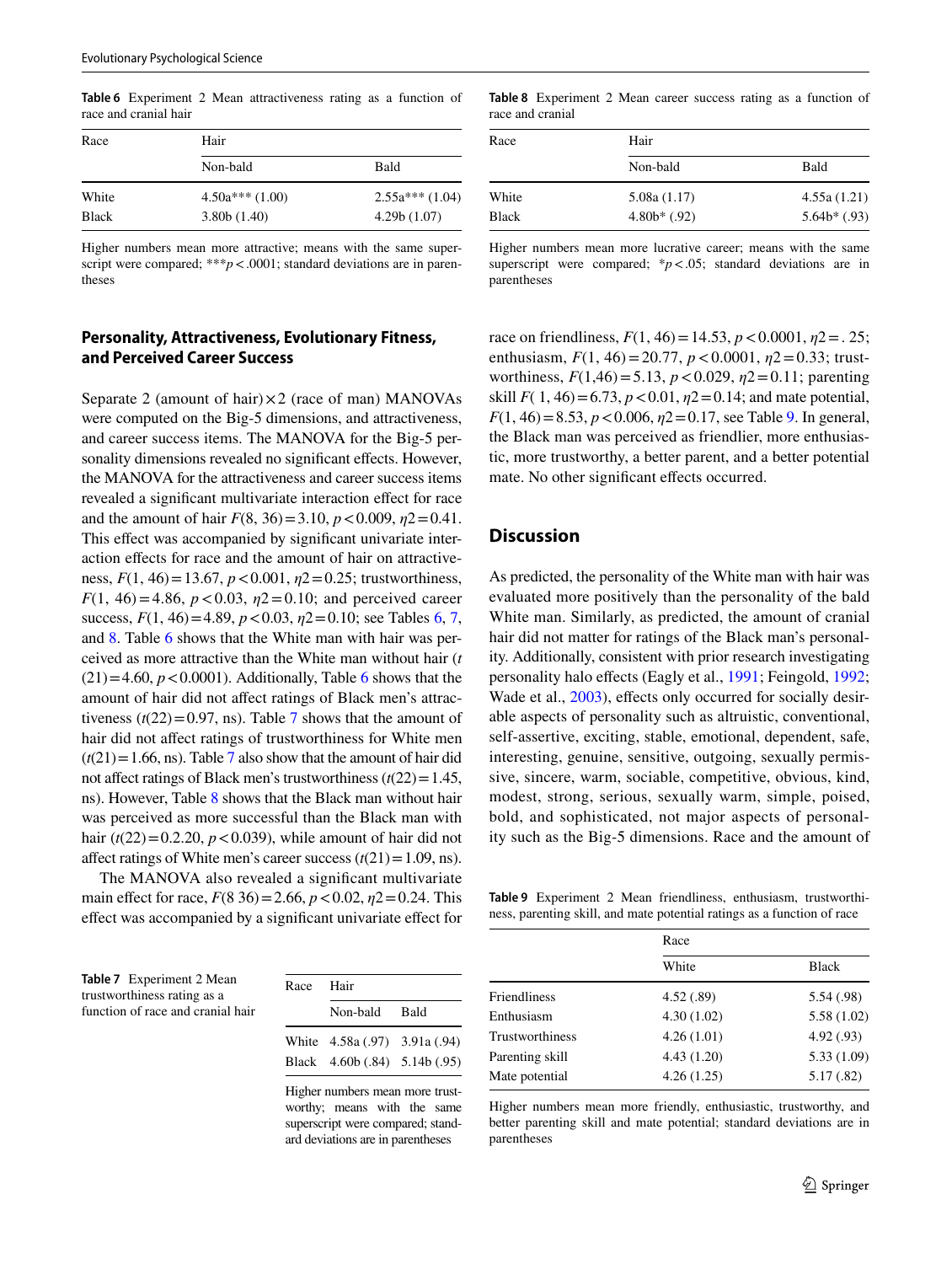**Table 6** Experiment 2 Mean attractiveness rating as a function of race and cranial hair

| Race | Hair | |
|---|---|---|
| | Non-bald | Bald |
| White | 4.50a*** (1.00) | 2.55a*** (1.04) |
| Black | 3.80b (1.40) | 4.29b (1.07) |

Higher numbers mean more attractive; means with the same superscript were compared; *** $p < .0001$; standard deviations are in parentheses

**Table 8** Experiment 2 Mean career success rating as a function of race and cranial

| Race | Hair | |
|---|---|---|
| | Non-bald | Bald |
| White | 5.08a (1.17) | 4.55a (1.21) |
| Black | 4.80b* (.92) | 5.64b* (.93) |

Higher numbers mean more lucrative career; means with the same superscript were compared; * $p < .05$; standard deviations are in parentheses

## Personality, Attractiveness, Evolutionary Fitness, and Perceived Career Success

Separate 2 (amount of hair) × 2 (race of man) MANOVAs were computed on the Big-5 dimensions, and attractiveness, and career success items. The MANOVA for the Big-5 personality dimensions revealed no significant effects. However, the MANOVA for the attractiveness and career success items revealed a significant multivariate interaction effect for race and the amount of hair $F(8, 36) = 3.10$, $p < 0.009$, $\eta 2 = 0.41$. This effect was accompanied by significant univariate interaction effects for race and the amount of hair on attractiveness, $F(1, 46) = 13.67$, $p < 0.001$, $\eta 2 = 0.25$; trustworthiness, $F(1, 46) = 4.86$, $p < 0.03$, $\eta 2 = 0.10$; and perceived career success, $F(1, 46) = 4.89$, $p < 0.03$, $\eta 2 = 0.10$; see Tables 6, 7, and 8. Table 6 shows that the White man with hair was perceived as more attractive than the White man without hair ($t(21) = 4.60$, $p < 0.0001$). Additionally, Table 6 shows that the amount of hair did not affect ratings of Black men's attractiveness ($t(22) = 0.97$, ns). Table 7 shows that the amount of hair did not affect ratings of trustworthiness for White men ($t(21) = 1.66$, ns). Table 7 also show that the amount of hair did not affect ratings of Black men's trustworthiness ($t(22) = 1.45$, ns). However, Table 8 shows that the Black man without hair was perceived as more successful than the Black man with hair ($t(22) = 0.2.20$, $p < 0.039$), while amount of hair did not affect ratings of White men's career success ($t(21) = 1.09$, ns).

The MANOVA also revealed a significant multivariate main effect for race, $F(8\ 36) = 2.66$, $p < 0.02$, $\eta 2 = 0.24$. This effect was accompanied by a significant univariate effect for race on friendliness, $F(1, 46) = 14.53$, $p < 0.0001$, $\eta 2 = .25$; enthusiasm, $F(1, 46) = 20.77$, $p < 0.0001$, $\eta 2 = 0.33$; trustworthiness, $F(1,46) = 5.13$, $p < 0.029$, $\eta 2 = 0.11$; parenting skill $F(1, 46) = 6.73$, $p < 0.01$, $\eta 2 = 0.14$; and mate potential, $F(1, 46) = 8.53$, $p < 0.006$, $\eta 2 = 0.17$, see Table 9. In general, the Black man was perceived as friendlier, more enthusiastic, more trustworthy, a better parent, and a better potential mate. No other significant effects occurred.

**Table 7** Experiment 2 Mean trustworthiness rating as a function of race and cranial hair

| Race | Hair | |
|---|---|---|
| | Non-bald | Bald |
| White | 4.58a (.97) | 3.91a (.94) |
| Black | 4.60b (.84) | 5.14b (.95) |

Higher numbers mean more trustworthy; means with the same superscript were compared; standard deviations are in parentheses

## Discussion

As predicted, the personality of the White man with hair was evaluated more positively than the personality of the bald White man. Similarly, as predicted, the amount of cranial hair did not matter for ratings of the Black man's personality. Additionally, consistent with prior research investigating personality halo effects (Eagly et al., 1991; Feingold, 1992; Wade et al., 2003), effects only occurred for socially desirable aspects of personality such as altruistic, conventional, self-assertive, exciting, stable, emotional, dependent, safe, interesting, genuine, sensitive, outgoing, sexually permissive, sincere, warm, sociable, competitive, obvious, kind, modest, strong, serious, sexually warm, simple, poised, bold, and sophisticated, not major aspects of personality such as the Big-5 dimensions. Race and the amount of

**Table 9** Experiment 2 Mean friendliness, enthusiasm, trustworthiness, parenting skill, and mate potential ratings as a function of race

| | Race | |
|---|---|---|
| | White | Black |
| Friendliness | 4.52 (.89) | 5.54 (.98) |
| Enthusiasm | 4.30 (1.02) | 5.58 (1.02) |
| Trustworthiness | 4.26 (1.01) | 4.92 (.93) |
| Parenting skill | 4.43 (1.20) | 5.33 (1.09) |
| Mate potential | 4.26 (1.25) | 5.17 (.82) |

Higher numbers mean more friendly, enthusiastic, trustworthy, and better parenting skill and mate potential; standard deviations are in parentheses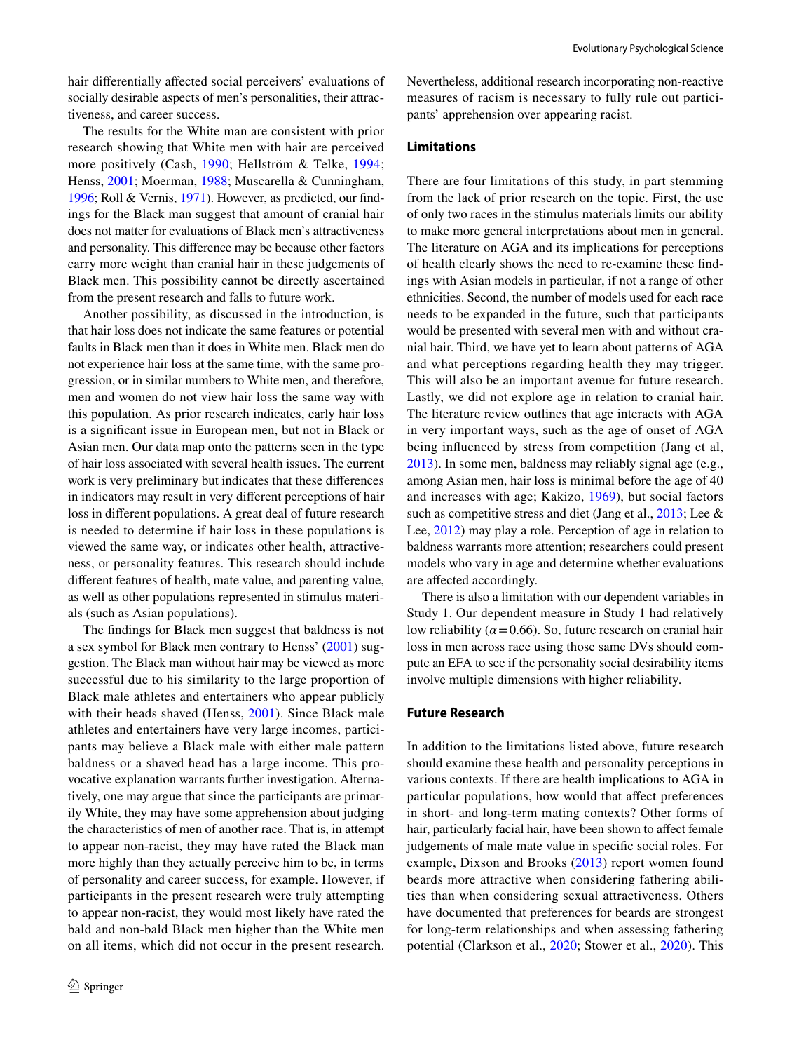hair differentially affected social perceivers' evaluations of socially desirable aspects of men's personalities, their attractiveness, and career success.

The results for the White man are consistent with prior research showing that White men with hair are perceived more positively (Cash, 1990; Hellström & Telke, 1994; Henss, 2001; Moerman, 1988; Muscarella & Cunningham, 1996; Roll & Vernis, 1971). However, as predicted, our findings for the Black man suggest that amount of cranial hair does not matter for evaluations of Black men's attractiveness and personality. This difference may be because other factors carry more weight than cranial hair in these judgements of Black men. This possibility cannot be directly ascertained from the present research and falls to future work.

Another possibility, as discussed in the introduction, is that hair loss does not indicate the same features or potential faults in Black men than it does in White men. Black men do not experience hair loss at the same time, with the same progression, or in similar numbers to White men, and therefore, men and women do not view hair loss the same way with this population. As prior research indicates, early hair loss is a significant issue in European men, but not in Black or Asian men. Our data map onto the patterns seen in the type of hair loss associated with several health issues. The current work is very preliminary but indicates that these differences in indicators may result in very different perceptions of hair loss in different populations. A great deal of future research is needed to determine if hair loss in these populations is viewed the same way, or indicates other health, attractiveness, or personality features. This research should include different features of health, mate value, and parenting value, as well as other populations represented in stimulus materials (such as Asian populations).

The findings for Black men suggest that baldness is not a sex symbol for Black men contrary to Henss' (2001) suggestion. The Black man without hair may be viewed as more successful due to his similarity to the large proportion of Black male athletes and entertainers who appear publicly with their heads shaved (Henss, 2001). Since Black male athletes and entertainers have very large incomes, participants may believe a Black male with either male pattern baldness or a shaved head has a large income. This provocative explanation warrants further investigation. Alternatively, one may argue that since the participants are primarily White, they may have some apprehension about judging the characteristics of men of another race. That is, in attempt to appear non-racist, they may have rated the Black man more highly than they actually perceive him to be, in terms of personality and career success, for example. However, if participants in the present research were truly attempting to appear non-racist, they would most likely have rated the bald and non-bald Black men higher than the White men on all items, which did not occur in the present research. Nevertheless, additional research incorporating non-reactive measures of racism is necessary to fully rule out participants' apprehension over appearing racist.

## Limitations

There are four limitations of this study, in part stemming from the lack of prior research on the topic. First, the use of only two races in the stimulus materials limits our ability to make more general interpretations about men in general. The literature on AGA and its implications for perceptions of health clearly shows the need to re-examine these findings with Asian models in particular, if not a range of other ethnicities. Second, the number of models used for each race needs to be expanded in the future, such that participants would be presented with several men with and without cranial hair. Third, we have yet to learn about patterns of AGA and what perceptions regarding health they may trigger. This will also be an important avenue for future research. Lastly, we did not explore age in relation to cranial hair. The literature review outlines that age interacts with AGA in very important ways, such as the age of onset of AGA being influenced by stress from competition (Jang et al, 2013). In some men, baldness may reliably signal age (e.g., among Asian men, hair loss is minimal before the age of 40 and increases with age; Kakizo, 1969), but social factors such as competitive stress and diet (Jang et al., 2013; Lee & Lee, 2012) may play a role. Perception of age in relation to baldness warrants more attention; researchers could present models who vary in age and determine whether evaluations are affected accordingly.

There is also a limitation with our dependent variables in Study 1. Our dependent measure in Study 1 had relatively low reliability ($\alpha = 0.66$). So, future research on cranial hair loss in men across race using those same DVs should compute an EFA to see if the personality social desirability items involve multiple dimensions with higher reliability.

## Future Research

In addition to the limitations listed above, future research should examine these health and personality perceptions in various contexts. If there are health implications to AGA in particular populations, how would that affect preferences in short- and long-term mating contexts? Other forms of hair, particularly facial hair, have been shown to affect female judgements of male mate value in specific social roles. For example, Dixson and Brooks (2013) report women found beards more attractive when considering fathering abilities than when considering sexual attractiveness. Others have documented that preferences for beards are strongest for long-term relationships and when assessing fathering potential (Clarkson et al., 2020; Stower et al., 2020). This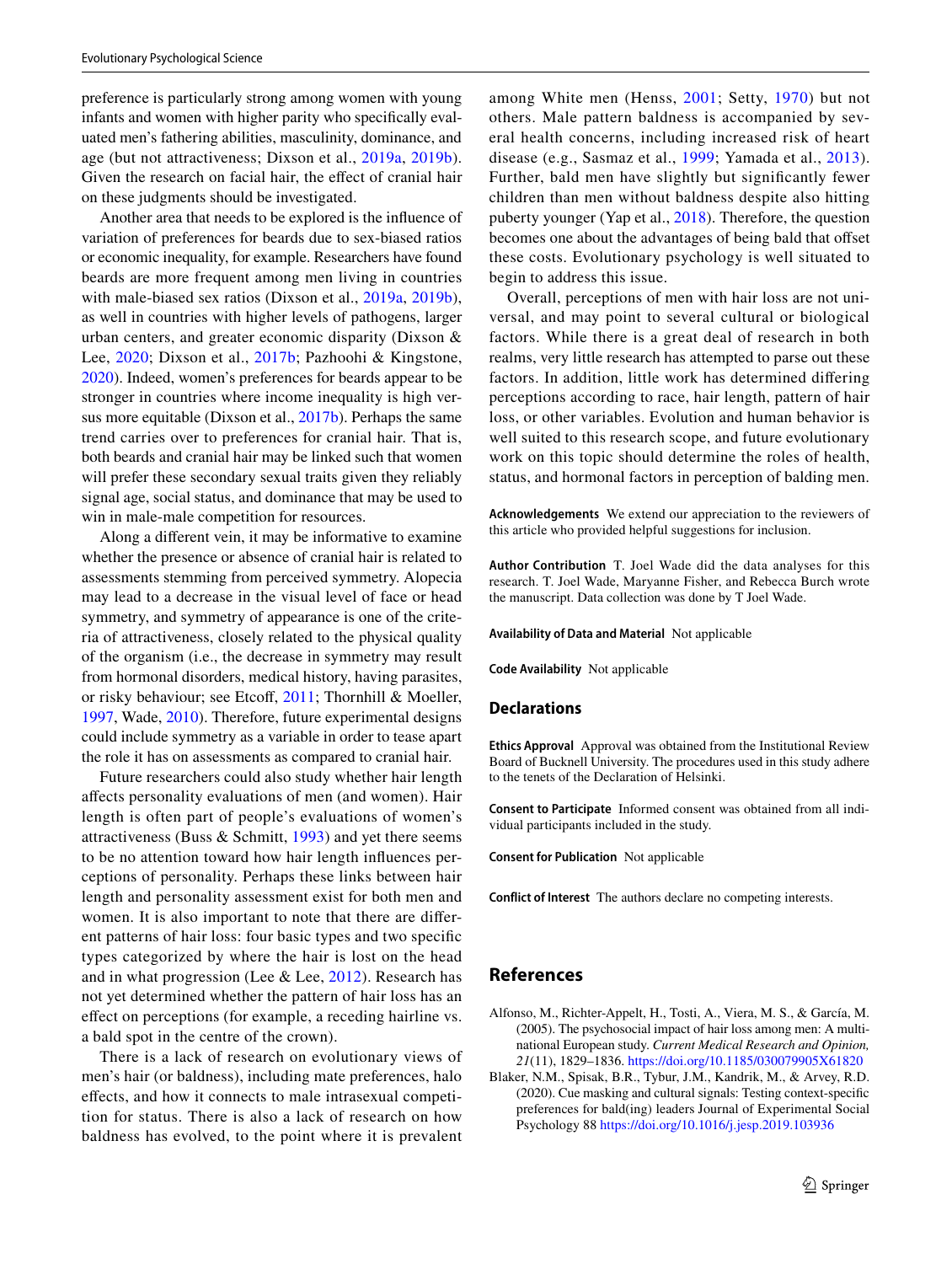preference is particularly strong among women with young infants and women with higher parity who specifically evaluated men's fathering abilities, masculinity, dominance, and age (but not attractiveness; Dixson et al., 2019a, 2019b). Given the research on facial hair, the effect of cranial hair on these judgments should be investigated.

Another area that needs to be explored is the influence of variation of preferences for beards due to sex-biased ratios or economic inequality, for example. Researchers have found beards are more frequent among men living in countries with male-biased sex ratios (Dixson et al., 2019a, 2019b), as well in countries with higher levels of pathogens, larger urban centers, and greater economic disparity (Dixson & Lee, 2020; Dixson et al., 2017b; Pazhoohi & Kingstone, 2020). Indeed, women's preferences for beards appear to be stronger in countries where income inequality is high versus more equitable (Dixson et al., 2017b). Perhaps the same trend carries over to preferences for cranial hair. That is, both beards and cranial hair may be linked such that women will prefer these secondary sexual traits given they reliably signal age, social status, and dominance that may be used to win in male-male competition for resources.

Along a different vein, it may be informative to examine whether the presence or absence of cranial hair is related to assessments stemming from perceived symmetry. Alopecia may lead to a decrease in the visual level of face or head symmetry, and symmetry of appearance is one of the criteria of attractiveness, closely related to the physical quality of the organism (i.e., the decrease in symmetry may result from hormonal disorders, medical history, having parasites, or risky behaviour; see Etcoff, 2011; Thornhill & Moeller, 1997, Wade, 2010). Therefore, future experimental designs could include symmetry as a variable in order to tease apart the role it has on assessments as compared to cranial hair.

Future researchers could also study whether hair length affects personality evaluations of men (and women). Hair length is often part of people's evaluations of women's attractiveness (Buss & Schmitt, 1993) and yet there seems to be no attention toward how hair length influences perceptions of personality. Perhaps these links between hair length and personality assessment exist for both men and women. It is also important to note that there are different patterns of hair loss: four basic types and two specific types categorized by where the hair is lost on the head and in what progression (Lee & Lee, 2012). Research has not yet determined whether the pattern of hair loss has an effect on perceptions (for example, a receding hairline vs. a bald spot in the centre of the crown).

There is a lack of research on evolutionary views of men's hair (or baldness), including mate preferences, halo effects, and how it connects to male intrasexual competition for status. There is also a lack of research on how baldness has evolved, to the point where it is prevalent among White men (Henss, 2001; Setty, 1970) but not others. Male pattern baldness is accompanied by several health concerns, including increased risk of heart disease (e.g., Sasmaz et al., 1999; Yamada et al., 2013). Further, bald men have slightly but significantly fewer children than men without baldness despite also hitting puberty younger (Yap et al., 2018). Therefore, the question becomes one about the advantages of being bald that offset these costs. Evolutionary psychology is well situated to begin to address this issue.

Overall, perceptions of men with hair loss are not universal, and may point to several cultural or biological factors. While there is a great deal of research in both realms, very little research has attempted to parse out these factors. In addition, little work has determined differing perceptions according to race, hair length, pattern of hair loss, or other variables. Evolution and human behavior is well suited to this research scope, and future evolutionary work on this topic should determine the roles of health, status, and hormonal factors in perception of balding men.

**Acknowledgements** We extend our appreciation to the reviewers of this article who provided helpful suggestions for inclusion.

**Author Contribution** T. Joel Wade did the data analyses for this research. T. Joel Wade, Maryanne Fisher, and Rebecca Burch wrote the manuscript. Data collection was done by T Joel Wade.

**Availability of Data and Material** Not applicable

**Code Availability** Not applicable

## Declarations

**Ethics Approval** Approval was obtained from the Institutional Review Board of Bucknell University. The procedures used in this study adhere to the tenets of the Declaration of Helsinki.

**Consent to Participate** Informed consent was obtained from all individual participants included in the study.

**Consent for Publication** Not applicable

**Conflict of Interest** The authors declare no competing interests.

## References

Alfonso, M., Richter-Appelt, H., Tosti, A., Viera, M. S., & García, M. (2005). The psychosocial impact of hair loss among men: A multinational European study. *Current Medical Research and Opinion, 21*(11), 1829–1836. https://doi.org/10.1185/030079905X61820

Blaker, N.M., Spisak, B.R., Tybur, J.M., Kandrik, M., & Arvey, R.D. (2020). Cue masking and cultural signals: Testing context-specific preferences for bald(ing) leaders Journal of Experimental Social Psychology 88 https://doi.org/10.1016/j.jesp.2019.103936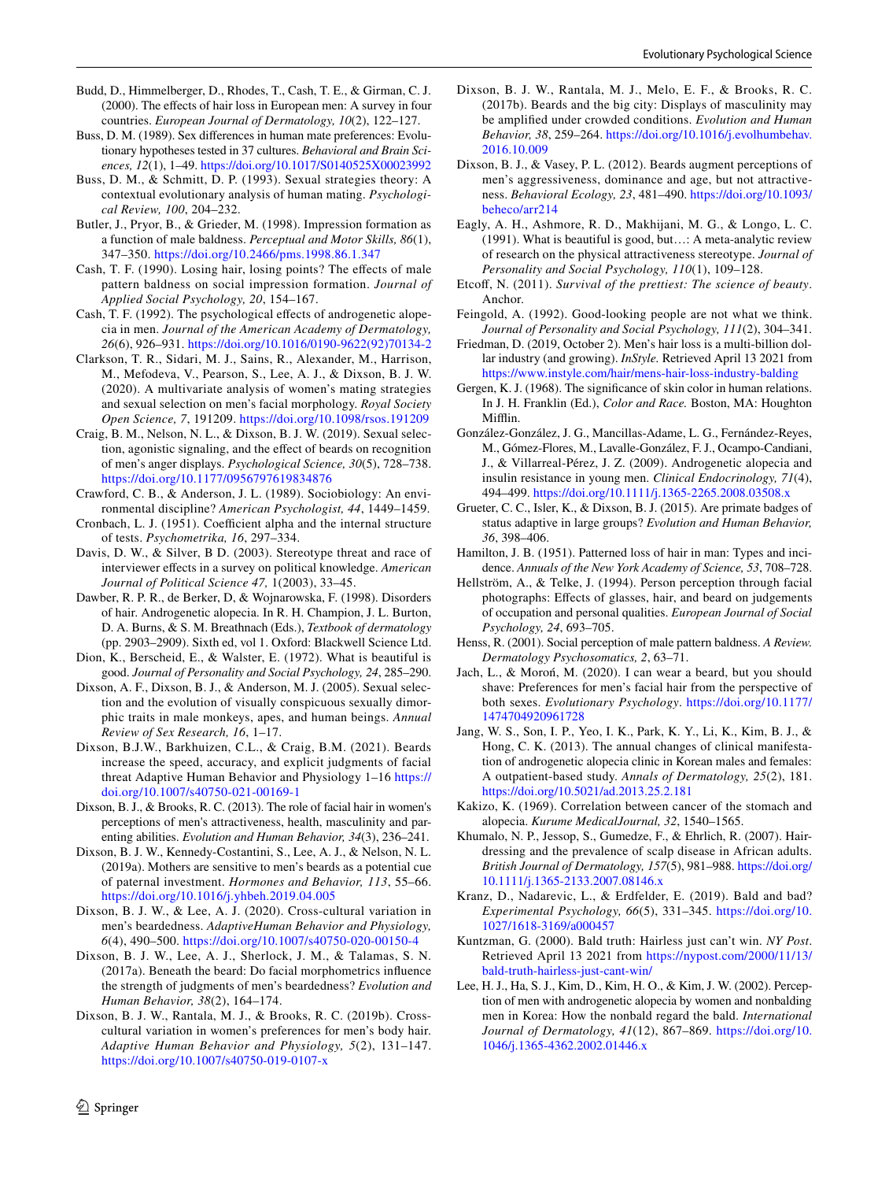Budd, D., Himmelberger, D., Rhodes, T., Cash, T. E., & Girman, C. J. (2000). The effects of hair loss in European men: A survey in four countries. *European Journal of Dermatology, 10*(2), 122–127.

Buss, D. M. (1989). Sex differences in human mate preferences: Evolutionary hypotheses tested in 37 cultures. *Behavioral and Brain Sciences, 12*(1), 1–49. https://doi.org/10.1017/S0140525X00023992

Buss, D. M., & Schmitt, D. P. (1993). Sexual strategies theory: A contextual evolutionary analysis of human mating. *Psychological Review, 100*, 204–232.

Butler, J., Pryor, B., & Grieder, M. (1998). Impression formation as a function of male baldness. *Perceptual and Motor Skills, 86*(1), 347–350. https://doi.org/10.2466/pms.1998.86.1.347

Cash, T. F. (1990). Losing hair, losing points? The effects of male pattern baldness on social impression formation. *Journal of Applied Social Psychology, 20*, 154–167.

Cash, T. F. (1992). The psychological effects of androgenetic alopecia in men. *Journal of the American Academy of Dermatology, 26*(6), 926–931. https://doi.org/10.1016/0190-9622(92)70134-2

Clarkson, T. R., Sidari, M. J., Sains, R., Alexander, M., Harrison, M., Mefodeva, V., Pearson, S., Lee, A. J., & Dixson, B. J. W. (2020). A multivariate analysis of women's mating strategies and sexual selection on men's facial morphology. *Royal Society Open Science, 7*, 191209. https://doi.org/10.1098/rsos.191209

Craig, B. M., Nelson, N. L., & Dixson, B. J. W. (2019). Sexual selection, agonistic signaling, and the effect of beards on recognition of men's anger displays. *Psychological Science, 30*(5), 728–738. https://doi.org/10.1177/0956797619834876

Crawford, C. B., & Anderson, J. L. (1989). Sociobiology: An environmental discipline? *American Psychologist, 44*, 1449–1459.

Cronbach, L. J. (1951). Coefficient alpha and the internal structure of tests. *Psychometrika, 16*, 297–334.

Davis, D. W., & Silver, B D. (2003). Stereotype threat and race of interviewer effects in a survey on political knowledge. *American Journal of Political Science 47,* 1(2003), 33–45.

Dawber, R. P. R., de Berker, D, & Wojnarowska, F. (1998). Disorders of hair. Androgenetic alopecia. In R. H. Champion, J. L. Burton, D. A. Burns, & S. M. Breathnach (Eds.), *Textbook of dermatology* (pp. 2903–2909). Sixth ed, vol 1. Oxford: Blackwell Science Ltd.

Dion, K., Berscheid, E., & Walster, E. (1972). What is beautiful is good. *Journal of Personality and Social Psychology, 24*, 285–290.

Dixson, A. F., Dixson, B. J., & Anderson, M. J. (2005). Sexual selection and the evolution of visually conspicuous sexually dimorphic traits in male monkeys, apes, and human beings. *Annual Review of Sex Research, 16*, 1–17.

Dixson, B.J.W., Barkhuizen, C.L., & Craig, B.M. (2021). Beards increase the speed, accuracy, and explicit judgments of facial threat Adaptive Human Behavior and Physiology 1–16 https://doi.org/10.1007/s40750-021-00169-1

Dixson, B. J., & Brooks, R. C. (2013). The role of facial hair in women's perceptions of men's attractiveness, health, masculinity and parenting abilities. *Evolution and Human Behavior, 34*(3), 236–241.

Dixson, B. J. W., Kennedy-Costantini, S., Lee, A. J., & Nelson, N. L. (2019a). Mothers are sensitive to men's beards as a potential cue of paternal investment. *Hormones and Behavior, 113*, 55–66. https://doi.org/10.1016/j.yhbeh.2019.04.005

Dixson, B. J. W., & Lee, A. J. (2020). Cross-cultural variation in men's beardedness. *AdaptiveHuman Behavior and Physiology, 6*(4), 490–500. https://doi.org/10.1007/s40750-020-00150-4

Dixson, B. J. W., Lee, A. J., Sherlock, J. M., & Talamas, S. N. (2017a). Beneath the beard: Do facial morphometrics influence the strength of judgments of men's beardedness? *Evolution and Human Behavior, 38*(2), 164–174.

Dixson, B. J. W., Rantala, M. J., & Brooks, R. C. (2019b). Cross-cultural variation in women's preferences for men's body hair. *Adaptive Human Behavior and Physiology, 5*(2), 131–147. https://doi.org/10.1007/s40750-019-0107-x

Dixson, B. J. W., Rantala, M. J., Melo, E. F., & Brooks, R. C. (2017b). Beards and the big city: Displays of masculinity may be amplified under crowded conditions. *Evolution and Human Behavior, 38*, 259–264. https://doi.org/10.1016/j.evolhumbehav.2016.10.009

Dixson, B. J., & Vasey, P. L. (2012). Beards augment perceptions of men's aggressiveness, dominance and age, but not attractiveness. *Behavioral Ecology, 23*, 481–490. https://doi.org/10.1093/beheco/arr214

Eagly, A. H., Ashmore, R. D., Makhijani, M. G., & Longo, L. C. (1991). What is beautiful is good, but…: A meta-analytic review of research on the physical attractiveness stereotype. *Journal of Personality and Social Psychology, 110*(1), 109–128.

Etcoff, N. (2011). *Survival of the prettiest: The science of beauty*. Anchor.

Feingold, A. (1992). Good-looking people are not what we think. *Journal of Personality and Social Psychology, 111*(2), 304–341.

Friedman, D. (2019, October 2). Men's hair loss is a multi-billion dollar industry (and growing). *InStyle*. Retrieved April 13 2021 from https://www.instyle.com/hair/mens-hair-loss-industry-balding

Gergen, K. J. (1968). The significance of skin color in human relations. In J. H. Franklin (Ed.), *Color and Race.* Boston, MA: Houghton Mifflin.

González-González, J. G., Mancillas-Adame, L. G., Fernández-Reyes, M., Gómez-Flores, M., Lavalle-González, F. J., Ocampo-Candiani, J., & Villarreal-Pérez, J. Z. (2009). Androgenetic alopecia and insulin resistance in young men. *Clinical Endocrinology, 71*(4), 494–499. https://doi.org/10.1111/j.1365-2265.2008.03508.x

Grueter, C. C., Isler, K., & Dixson, B. J. (2015). Are primate badges of status adaptive in large groups? *Evolution and Human Behavior, 36*, 398–406.

Hamilton, J. B. (1951). Patterned loss of hair in man: Types and incidence. *Annuals of the New York Academy of Science, 53*, 708–728.

Hellström, A., & Telke, J. (1994). Person perception through facial photographs: Effects of glasses, hair, and beard on judgements of occupation and personal qualities. *European Journal of Social Psychology, 24*, 693–705.

Henss, R. (2001). Social perception of male pattern baldness. *A Review. Dermatology Psychosomatics, 2*, 63–71.

Jach, L., & Moroń, M. (2020). I can wear a beard, but you should shave: Preferences for men's facial hair from the perspective of both sexes. *Evolutionary Psychology*. https://doi.org/10.1177/1474704920961728

Jang, W. S., Son, I. P., Yeo, I. K., Park, K. Y., Li, K., Kim, B. J., & Hong, C. K. (2013). The annual changes of clinical manifestation of androgenetic alopecia clinic in Korean males and females: A outpatient-based study. *Annals of Dermatology, 25*(2), 181. https://doi.org/10.5021/ad.2013.25.2.181

Kakizo, K. (1969). Correlation between cancer of the stomach and alopecia. *Kurume MedicalJournal, 32*, 1540–1565.

Khumalo, N. P., Jessop, S., Gumedze, F., & Ehrlich, R. (2007). Hairdressing and the prevalence of scalp disease in African adults. *British Journal of Dermatology, 157*(5), 981–988. https://doi.org/10.1111/j.1365-2133.2007.08146.x

Kranz, D., Nadarevic, L., & Erdfelder, E. (2019). Bald and bad? *Experimental Psychology, 66*(5), 331–345. https://doi.org/10.1027/1618-3169/a000457

Kuntzman, G. (2000). Bald truth: Hairless just can't win. *NY Post*. Retrieved April 13 2021 from https://nypost.com/2000/11/13/bald-truth-hairless-just-cant-win/

Lee, H. J., Ha, S. J., Kim, D., Kim, H. O., & Kim, J. W. (2002). Perception of men with androgenetic alopecia by women and nonbalding men in Korea: How the nonbald regard the bald. *International Journal of Dermatology, 41*(12), 867–869. https://doi.org/10.1046/j.1365-4362.2002.01446.x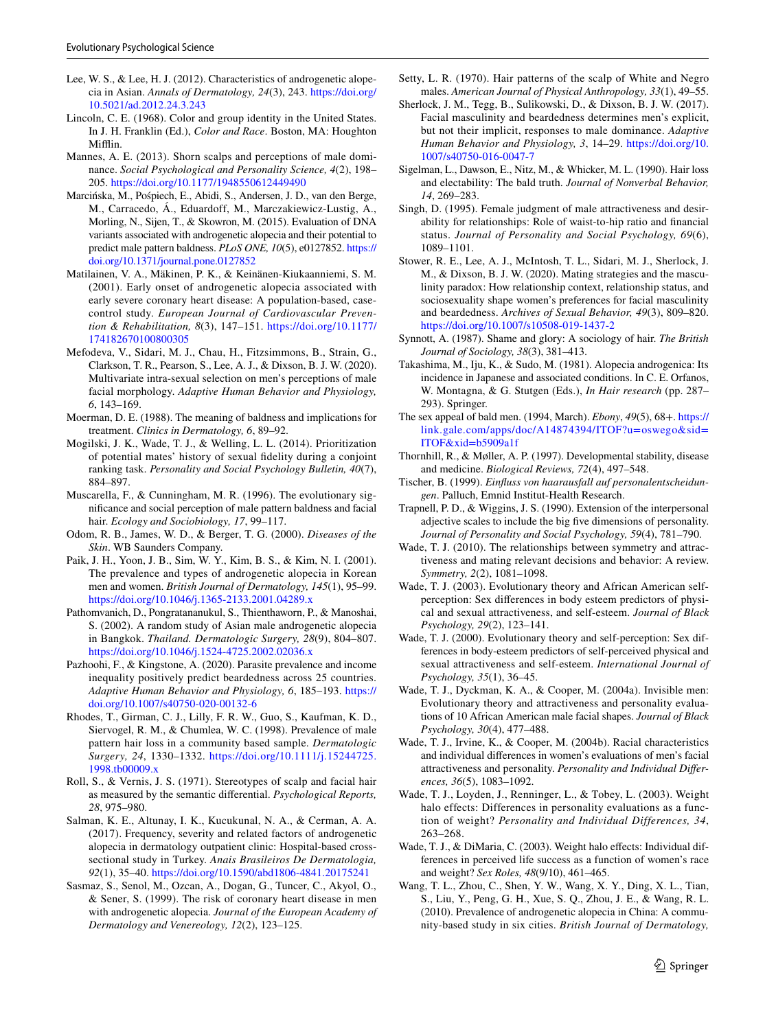Lee, W. S., & Lee, H. J. (2012). Characteristics of androgenetic alopecia in Asian. *Annals of Dermatology, 24*(3), 243. https://doi.org/10.5021/ad.2012.24.3.243

Lincoln, C. E. (1968). Color and group identity in the United States. In J. H. Franklin (Ed.), *Color and Race*. Boston, MA: Houghton Mifflin.

Mannes, A. E. (2013). Shorn scalps and perceptions of male dominance. *Social Psychological and Personality Science, 4*(2), 198–205. https://doi.org/10.1177/1948550612449490

Marcińska, M., Pośpiech, E., Abidi, S., Andersen, J. D., van den Berge, M., Carracedo, Á., Eduardoff, M., Marczakiewicz-Lustig, A., Morling, N., Sijen, T., & Skowron, M. (2015). Evaluation of DNA variants associated with androgenetic alopecia and their potential to predict male pattern baldness. *PLoS ONE, 10*(5), e0127852. https://doi.org/10.1371/journal.pone.0127852

Matilainen, V. A., Mäkinen, P. K., & Keinänen-Kiukaanniemi, S. M. (2001). Early onset of androgenetic alopecia associated with early severe coronary heart disease: A population-based, case-control study. *European Journal of Cardiovascular Prevention & Rehabilitation, 8*(3), 147–151. https://doi.org/10.1177/174182670100800305

Mefodeva, V., Sidari, M. J., Chau, H., Fitzsimmons, B., Strain, G., Clarkson, T. R., Pearson, S., Lee, A. J., & Dixson, B. J. W. (2020). Multivariate intra-sexual selection on men's perceptions of male facial morphology. *Adaptive Human Behavior and Physiology, 6*, 143–169.

Moerman, D. E. (1988). The meaning of baldness and implications for treatment. *Clinics in Dermatology, 6*, 89–92.

Mogilski, J. K., Wade, T. J., & Welling, L. L. (2014). Prioritization of potential mates' history of sexual fidelity during a conjoint ranking task. *Personality and Social Psychology Bulletin, 40*(7), 884–897.

Muscarella, F., & Cunningham, M. R. (1996). The evolutionary significance and social perception of male pattern baldness and facial hair. *Ecology and Sociobiology, 17*, 99–117.

Odom, R. B., James, W. D., & Berger, T. G. (2000). *Diseases of the Skin*. WB Saunders Company.

Paik, J. H., Yoon, J. B., Sim, W. Y., Kim, B. S., & Kim, N. I. (2001). The prevalence and types of androgenetic alopecia in Korean men and women. *British Journal of Dermatology, 145*(1), 95–99. https://doi.org/10.1046/j.1365-2133.2001.04289.x

Pathomvanich, D., Pongratananukul, S., Thienthaworn, P., & Manoshai, S. (2002). A random study of Asian male androgenetic alopecia in Bangkok. *Thailand. Dermatologic Surgery, 28*(9), 804–807. https://doi.org/10.1046/j.1524-4725.2002.02036.x

Pazhoohi, F., & Kingstone, A. (2020). Parasite prevalence and income inequality positively predict beardedness across 25 countries. *Adaptive Human Behavior and Physiology, 6*, 185–193. https://doi.org/10.1007/s40750-020-00132-6

Rhodes, T., Girman, C. J., Lilly, F. R. W., Guo, S., Kaufman, K. D., Siervogel, R. M., & Chumlea, W. C. (1998). Prevalence of male pattern hair loss in a community based sample. *Dermatologic Surgery, 24*, 1330–1332. https://doi.org/10.1111/j.15244725.1998.tb00009.x

Roll, S., & Vernis, J. S. (1971). Stereotypes of scalp and facial hair as measured by the semantic differential. *Psychological Reports, 28*, 975–980.

Salman, K. E., Altunay, I. K., Kucukunal, N. A., & Cerman, A. A. (2017). Frequency, severity and related factors of androgenetic alopecia in dermatology outpatient clinic: Hospital-based cross-sectional study in Turkey. *Anais Brasileiros De Dermatologia, 92*(1), 35–40. https://doi.org/10.1590/abd1806-4841.20175241

Sasmaz, S., Senol, M., Ozcan, A., Dogan, G., Tuncer, C., Akyol, O., & Sener, S. (1999). The risk of coronary heart disease in men with androgenetic alopecia. *Journal of the European Academy of Dermatology and Venereology, 12*(2), 123–125.

Setty, L. R. (1970). Hair patterns of the scalp of White and Negro males. *American Journal of Physical Anthropology, 33*(1), 49–55.

Sherlock, J. M., Tegg, B., Sulikowski, D., & Dixson, B. J. W. (2017). Facial masculinity and beardedness determines men's explicit, but not their implicit, responses to male dominance. *Adaptive Human Behavior and Physiology, 3*, 14–29. https://doi.org/10.1007/s40750-016-0047-7

Sigelman, L., Dawson, E., Nitz, M., & Whicker, M. L. (1990). Hair loss and electability: The bald truth. *Journal of Nonverbal Behavior, 14*, 269–283.

Singh, D. (1995). Female judgment of male attractiveness and desirability for relationships: Role of waist-to-hip ratio and financial status. *Journal of Personality and Social Psychology, 69*(6), 1089–1101.

Stower, R. E., Lee, A. J., McIntosh, T. L., Sidari, M. J., Sherlock, J. M., & Dixson, B. J. W. (2020). Mating strategies and the masculinity paradox: How relationship context, relationship status, and sociosexuality shape women's preferences for facial masculinity and beardedness. *Archives of Sexual Behavior, 49*(3), 809–820. https://doi.org/10.1007/s10508-019-1437-2

Synnott, A. (1987). Shame and glory: A sociology of hair. *The British Journal of Sociology, 38*(3), 381–413.

Takashima, M., Iju, K., & Sudo, M. (1981). Alopecia androgenica: Its incidence in Japanese and associated conditions. In C. E. Orfanos, W. Montagna, & G. Stutgen (Eds.), *In Hair research* (pp. 287–293). Springer.

The sex appeal of bald men. (1994, March). *Ebony, 49*(5), 68+. https://link.gale.com/apps/doc/A14874394/ITOF?u=oswego&sid=ITOF&xid=b5909a1f

Thornhill, R., & Møller, A. P. (1997). Developmental stability, disease and medicine. *Biological Reviews, 72*(4), 497–548.

Tischer, B. (1999). *Einfluss von haarausfall auf personalentscheidungen*. Palluch, Emnid Institut-Health Research.

Trapnell, P. D., & Wiggins, J. S. (1990). Extension of the interpersonal adjective scales to include the big five dimensions of personality. *Journal of Personality and Social Psychology, 59*(4), 781–790.

Wade, T. J. (2010). The relationships between symmetry and attractiveness and mating relevant decisions and behavior: A review. *Symmetry, 2*(2), 1081–1098.

Wade, T. J. (2003). Evolutionary theory and African American self-perception: Sex differences in body esteem predictors of physical and sexual attractiveness, and self-esteem. *Journal of Black Psychology, 29*(2), 123–141.

Wade, T. J. (2000). Evolutionary theory and self-perception: Sex differences in body-esteem predictors of self-perceived physical and sexual attractiveness and self-esteem. *International Journal of Psychology, 35*(1), 36–45.

Wade, T. J., Dyckman, K. A., & Cooper, M. (2004a). Invisible men: Evolutionary theory and attractiveness and personality evaluations of 10 African American male facial shapes. *Journal of Black Psychology, 30*(4), 477–488.

Wade, T. J., Irvine, K., & Cooper, M. (2004b). Racial characteristics and individual differences in women's evaluations of men's facial attractiveness and personality. *Personality and Individual Differences, 36*(5), 1083–1092.

Wade, T. J., Loyden, J., Renninger, L., & Tobey, L. (2003). Weight halo effects: Differences in personality evaluations as a function of weight? *Personality and Individual Differences, 34*, 263–268.

Wade, T. J., & DiMaria, C. (2003). Weight halo effects: Individual differences in perceived life success as a function of women's race and weight? *Sex Roles, 48*(9/10), 461–465.

Wang, T. L., Zhou, C., Shen, Y. W., Wang, X. Y., Ding, X. L., Tian, S., Liu, Y., Peng, G. H., Xue, S. Q., Zhou, J. E., & Wang, R. L. (2010). Prevalence of androgenetic alopecia in China: A community-based study in six cities. *British Journal of Dermatology,*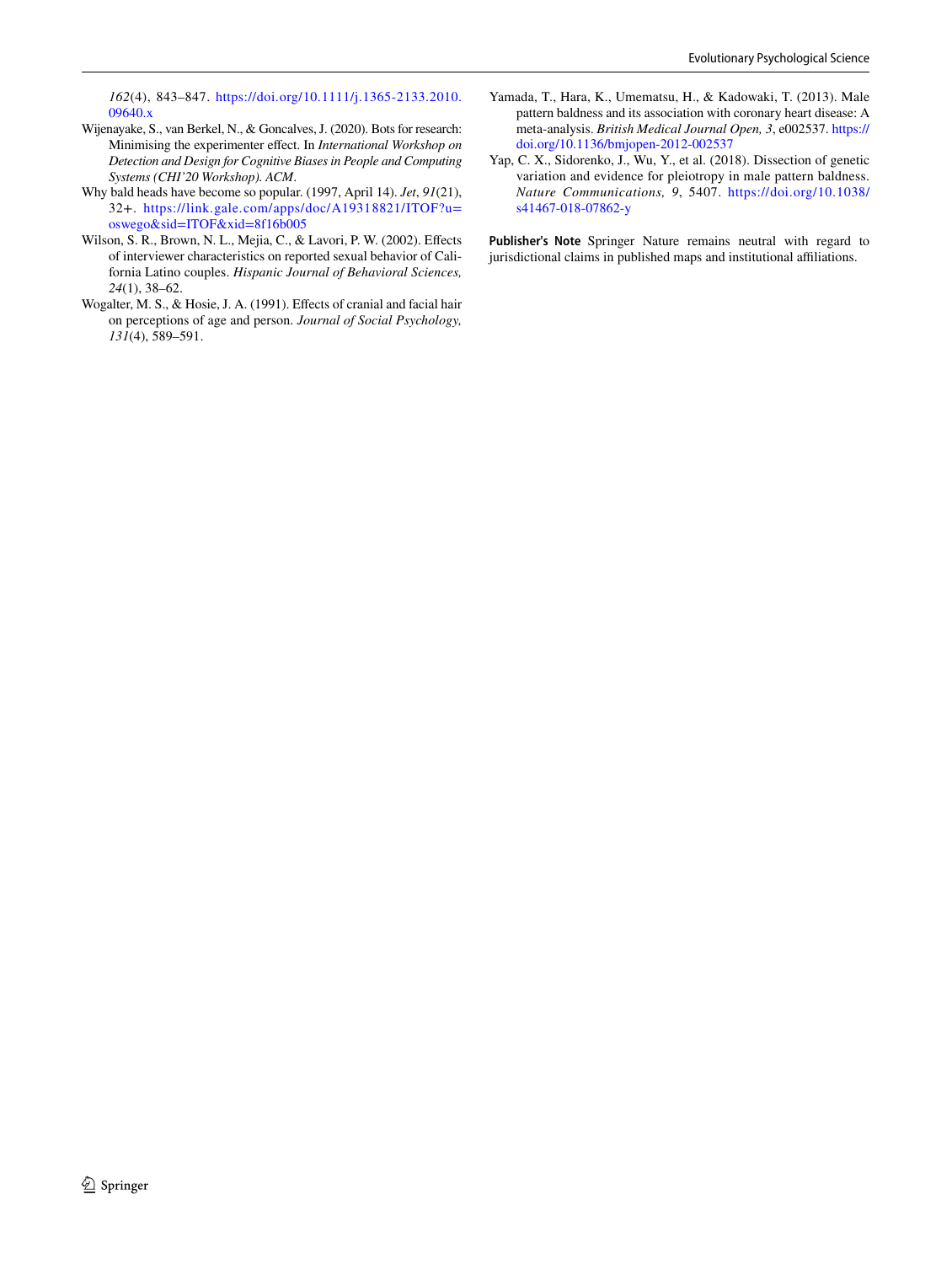*162*(4), 843–847. https://doi.org/10.1111/j.1365-2133.2010.09640.x

Wijenayake, S., van Berkel, N., & Goncalves, J. (2020). Bots for research: Minimising the experimenter effect. In *International Workshop on Detection and Design for Cognitive Biases in People and Computing Systems (CHI'20 Workshop). ACM*.

Why bald heads have become so popular. (1997, April 14). *Jet*, *91*(21), 32+. https://link.gale.com/apps/doc/A19318821/ITOF?u=oswego&sid=ITOF&xid=8f16b005

Wilson, S. R., Brown, N. L., Mejia, C., & Lavori, P. W. (2002). Effects of interviewer characteristics on reported sexual behavior of California Latino couples. *Hispanic Journal of Behavioral Sciences, 24*(1), 38–62.

Wogalter, M. S., & Hosie, J. A. (1991). Effects of cranial and facial hair on perceptions of age and person. *Journal of Social Psychology, 131*(4), 589–591.

Yamada, T., Hara, K., Umematsu, H., & Kadowaki, T. (2013). Male pattern baldness and its association with coronary heart disease: A meta-analysis. *British Medical Journal Open, 3*, e002537. https://doi.org/10.1136/bmjopen-2012-002537

Yap, C. X., Sidorenko, J., Wu, Y., et al. (2018). Dissection of genetic variation and evidence for pleiotropy in male pattern baldness. *Nature Communications, 9*, 5407. https://doi.org/10.1038/s41467-018-07862-y

**Publisher's Note** Springer Nature remains neutral with regard to jurisdictional claims in published maps and institutional affiliations.